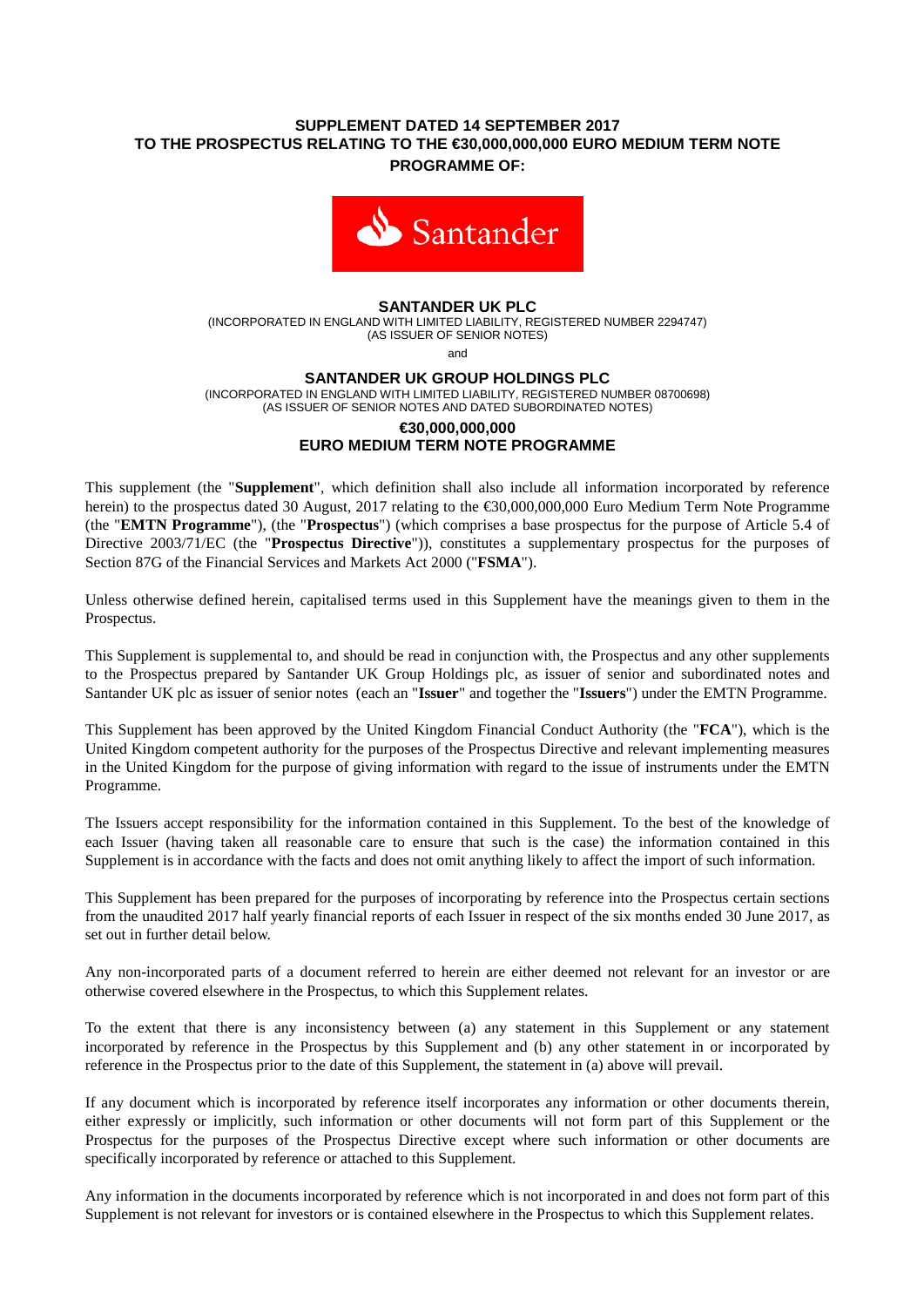**SUPPLEMENT DATED 14 SEPTEMBER 2017**
**TO THE PROSPECTUS RELATING TO THE €30,000,000,000 EURO MEDIUM TERM NOTE PROGRAMME OF:**

Santander

**SANTANDER UK PLC**
(INCORPORATED IN ENGLAND WITH LIMITED LIABILITY, REGISTERED NUMBER 2294747)
(AS ISSUER OF SENIOR NOTES)

and

**SANTANDER UK GROUP HOLDINGS PLC**
(INCORPORATED IN ENGLAND WITH LIMITED LIABILITY, REGISTERED NUMBER 08700698)
(AS ISSUER OF SENIOR NOTES AND DATED SUBORDINATED NOTES)

**€30,000,000,000**
**EURO MEDIUM TERM NOTE PROGRAMME**

This supplement (the "**Supplement**", which definition shall also include all information incorporated by reference herein) to the prospectus dated 30 August, 2017 relating to the €30,000,000,000 Euro Medium Term Note Programme (the "**EMTN Programme**"), (the "**Prospectus**") (which comprises a base prospectus for the purpose of Article 5.4 of Directive 2003/71/EC (the "**Prospectus Directive**")), constitutes a supplementary prospectus for the purposes of Section 87G of the Financial Services and Markets Act 2000 ("**FSMA**").

Unless otherwise defined herein, capitalised terms used in this Supplement have the meanings given to them in the Prospectus.

This Supplement is supplemental to, and should be read in conjunction with, the Prospectus and any other supplements to the Prospectus prepared by Santander UK Group Holdings plc, as issuer of senior and subordinated notes and Santander UK plc as issuer of senior notes (each an "**Issuer**" and together the "**Issuers**") under the EMTN Programme.

This Supplement has been approved by the United Kingdom Financial Conduct Authority (the "**FCA**"), which is the United Kingdom competent authority for the purposes of the Prospectus Directive and relevant implementing measures in the United Kingdom for the purpose of giving information with regard to the issue of instruments under the EMTN Programme.

The Issuers accept responsibility for the information contained in this Supplement. To the best of the knowledge of each Issuer (having taken all reasonable care to ensure that such is the case) the information contained in this Supplement is in accordance with the facts and does not omit anything likely to affect the import of such information.

This Supplement has been prepared for the purposes of incorporating by reference into the Prospectus certain sections from the unaudited 2017 half yearly financial reports of each Issuer in respect of the six months ended 30 June 2017, as set out in further detail below.

Any non-incorporated parts of a document referred to herein are either deemed not relevant for an investor or are otherwise covered elsewhere in the Prospectus, to which this Supplement relates.

To the extent that there is any inconsistency between (a) any statement in this Supplement or any statement incorporated by reference in the Prospectus by this Supplement and (b) any other statement in or incorporated by reference in the Prospectus prior to the date of this Supplement, the statement in (a) above will prevail.

If any document which is incorporated by reference itself incorporates any information or other documents therein, either expressly or implicitly, such information or other documents will not form part of this Supplement or the Prospectus for the purposes of the Prospectus Directive except where such information or other documents are specifically incorporated by reference or attached to this Supplement.

Any information in the documents incorporated by reference which is not incorporated in and does not form part of this Supplement is not relevant for investors or is contained elsewhere in the Prospectus to which this Supplement relates.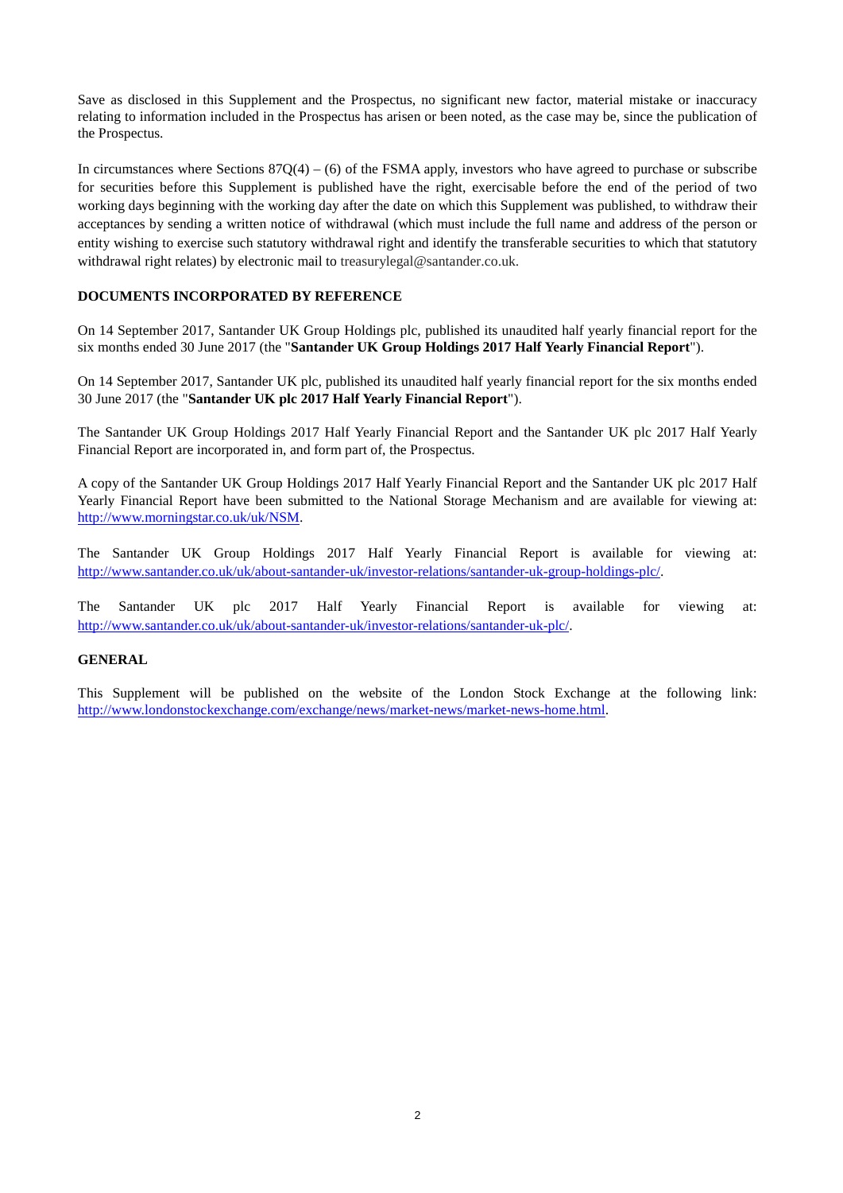Save as disclosed in this Supplement and the Prospectus, no significant new factor, material mistake or inaccuracy relating to information included in the Prospectus has arisen or been noted, as the case may be, since the publication of the Prospectus.

In circumstances where Sections 87Q(4) – (6) of the FSMA apply, investors who have agreed to purchase or subscribe for securities before this Supplement is published have the right, exercisable before the end of the period of two working days beginning with the working day after the date on which this Supplement was published, to withdraw their acceptances by sending a written notice of withdrawal (which must include the full name and address of the person or entity wishing to exercise such statutory withdrawal right and identify the transferable securities to which that statutory withdrawal right relates) by electronic mail to treasurylegal@santander.co.uk.

**DOCUMENTS INCORPORATED BY REFERENCE**

On 14 September 2017, Santander UK Group Holdings plc, published its unaudited half yearly financial report for the six months ended 30 June 2017 (the "**Santander UK Group Holdings 2017 Half Yearly Financial Report**").

On 14 September 2017, Santander UK plc, published its unaudited half yearly financial report for the six months ended 30 June 2017 (the "**Santander UK plc 2017 Half Yearly Financial Report**").

The Santander UK Group Holdings 2017 Half Yearly Financial Report and the Santander UK plc 2017 Half Yearly Financial Report are incorporated in, and form part of, the Prospectus.

A copy of the Santander UK Group Holdings 2017 Half Yearly Financial Report and the Santander UK plc 2017 Half Yearly Financial Report have been submitted to the National Storage Mechanism and are available for viewing at: http://www.morningstar.co.uk/uk/NSM.

The Santander UK Group Holdings 2017 Half Yearly Financial Report is available for viewing at: http://www.santander.co.uk/uk/about-santander-uk/investor-relations/santander-uk-group-holdings-plc/.

The Santander UK plc 2017 Half Yearly Financial Report is available for viewing at: http://www.santander.co.uk/uk/about-santander-uk/investor-relations/santander-uk-plc/.

**GENERAL**

This Supplement will be published on the website of the London Stock Exchange at the following link: http://www.londonstockexchange.com/exchange/news/market-news/market-news-home.html.